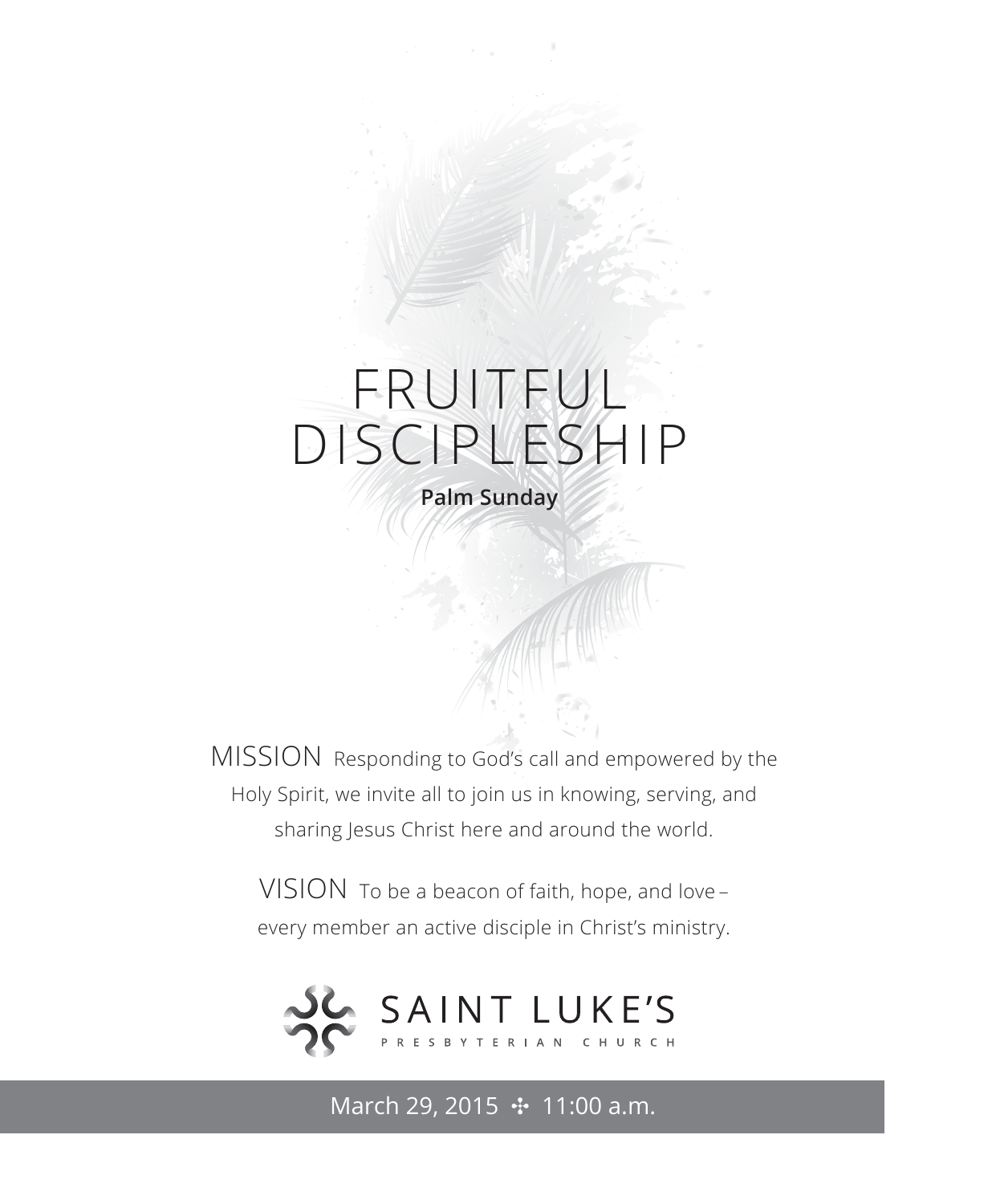# FRUITFUL DISCIPLESHIP

**Palm Sunday**

MISSION Responding to God's call and empowered by the Holy Spirit, we invite all to join us in knowing, serving, and sharing Jesus Christ here and around the world.

VISION To be a beacon of faith, hope, and love – every member an active disciple in Christ's ministry.

SAINT LUKE'S
PRESBYTERIAN CHURCH

March 29, 2015 ✣ 11:00 a.m.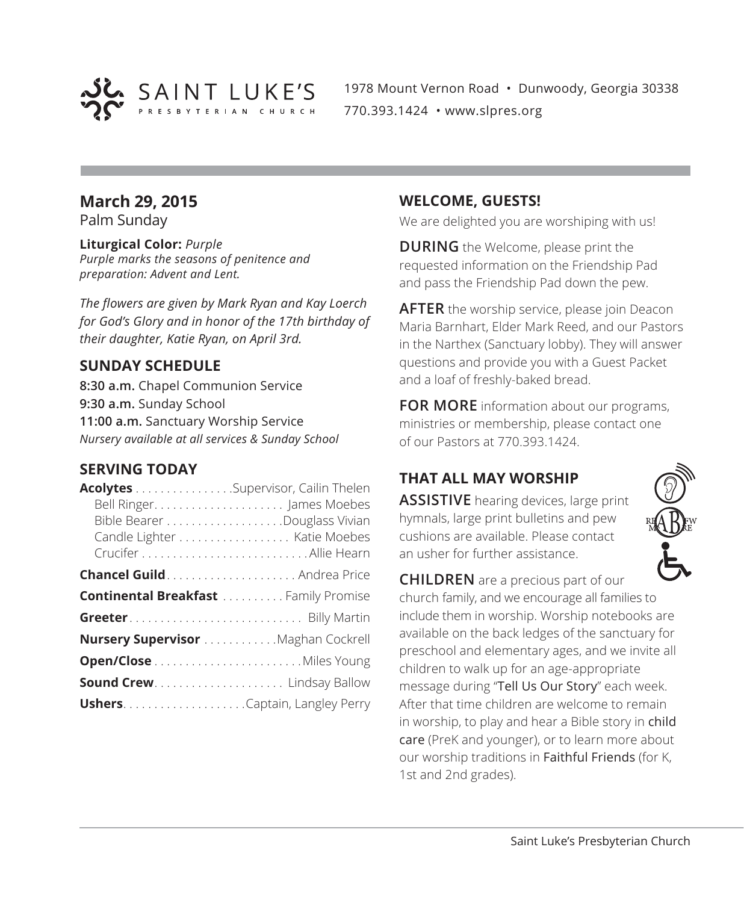SAINT LUKE'S PRESBYTERIAN CHURCH

1978 Mount Vernon Road • Dunwoody, Georgia 30338
770.393.1424 • www.slpres.org

## March 29, 2015

Palm Sunday

**Liturgical Color:** *Purple*
*Purple marks the seasons of penitence and preparation: Advent and Lent.*

*The flowers are given by Mark Ryan and Kay Loerch for God's Glory and in honor of the 17th birthday of their daughter, Katie Ryan, on April 3rd.*

### SUNDAY SCHEDULE

**8:30 a.m.** Chapel Communion Service
**9:30 a.m.** Sunday School
**11:00 a.m.** Sanctuary Worship Service
*Nursery available at all services & Sunday School*

### SERVING TODAY

**Acolytes** . . . . . . . . . . . . . . . .Supervisor, Cailin Thelen
Bell Ringer. . . . . . . . . . . . . . . . . . . . . James Moebes
Bible Bearer . . . . . . . . . . . . . . . . . . .Douglass Vivian
Candle Lighter . . . . . . . . . . . . . . . . . . Katie Moebes
Crucifer . . . . . . . . . . . . . . . . . . . . . . . . . . .Allie Hearn

**Chancel Guild**. . . . . . . . . . . . . . . . . . . . . Andrea Price

**Continental Breakfast** . . . . . . . . . . Family Promise

**Greeter**. . . . . . . . . . . . . . . . . . . . . . . . . . . . Billy Martin

**Nursery Supervisor** . . . . . . . . . . . .Maghan Cockrell

**Open/Close** . . . . . . . . . . . . . . . . . . . . . . . .Miles Young

**Sound Crew**. . . . . . . . . . . . . . . . . . . . . Lindsay Ballow

**Ushers**. . . . . . . . . . . . . . . . . . . .Captain, Langley Perry

### WELCOME, GUESTS!

We are delighted you are worshiping with us!

**DURING** the Welcome, please print the requested information on the Friendship Pad and pass the Friendship Pad down the pew.

**AFTER** the worship service, please join Deacon Maria Barnhart, Elder Mark Reed, and our Pastors in the Narthex (Sanctuary lobby). They will answer questions and provide you with a Guest Packet and a loaf of freshly-baked bread.

**FOR MORE** information about our programs, ministries or membership, please contact one of our Pastors at 770.393.1424.

### THAT ALL MAY WORSHIP

**ASSISTIVE** hearing devices, large print hymnals, large print bulletins and pew cushions are available. Please contact an usher for further assistance.

**CHILDREN** are a precious part of our church family, and we encourage all families to include them in worship. Worship notebooks are available on the back ledges of the sanctuary for preschool and elementary ages, and we invite all children to walk up for an age-appropriate message during "Tell Us Our Story" each week. After that time children are welcome to remain in worship, to play and hear a Bible story in child care (PreK and younger), or to learn more about our worship traditions in Faithful Friends (for K, 1st and 2nd grades).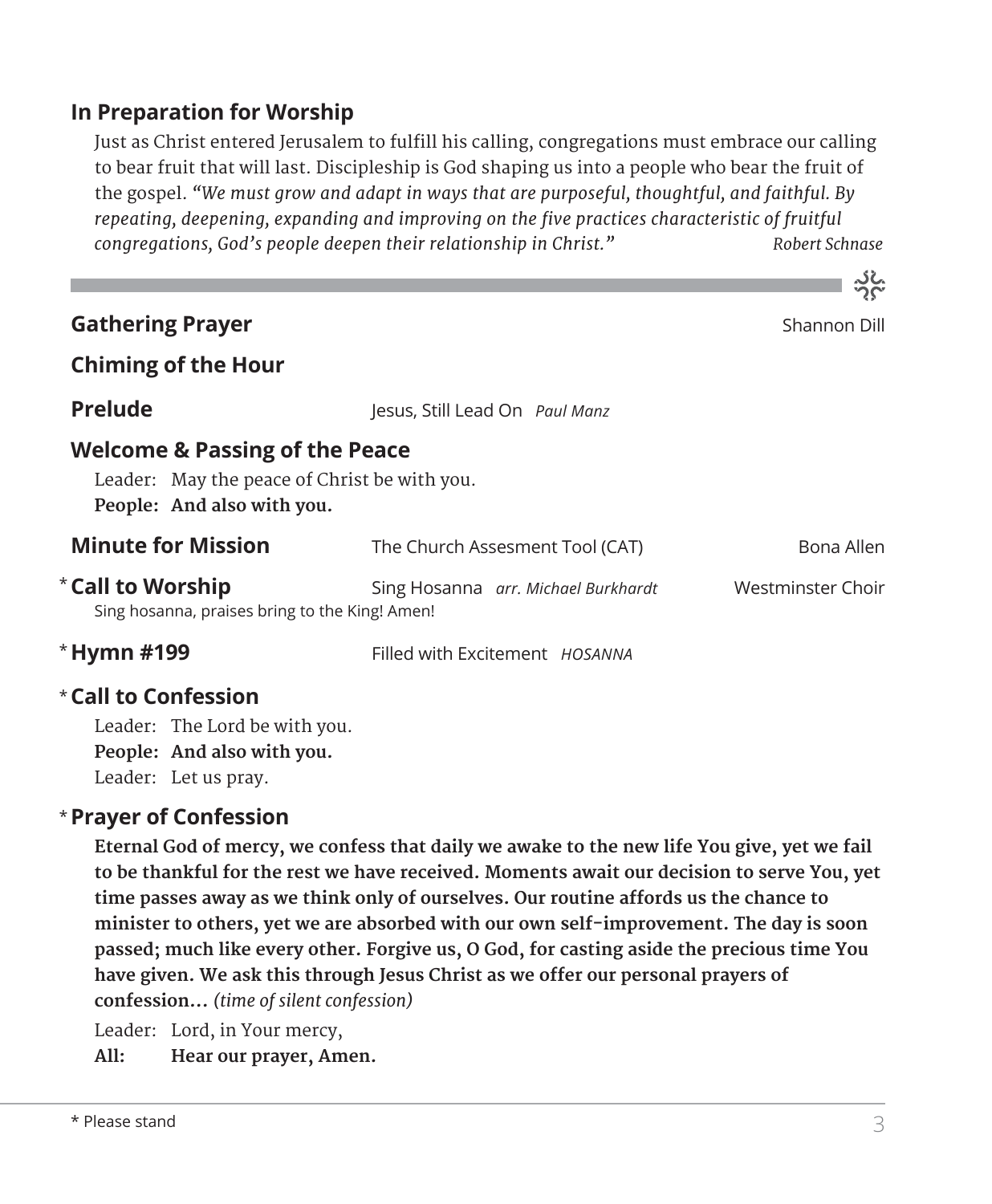## In Preparation for Worship

Just as Christ entered Jerusalem to fulfill his calling, congregations must embrace our calling to bear fruit that will last. Discipleship is God shaping us into a people who bear the fruit of the gospel. *"We must grow and adapt in ways that are purposeful, thoughtful, and faithful. By repeating, deepening, expanding and improving on the five practices characteristic of fruitful congregations, God's people deepen their relationship in Christ."* *Robert Schnase*

---

**Gathering Prayer** — Shannon Dill

**Chiming of the Hour**

**Prelude** — Jesus, Still Lead On *Paul Manz*

**Welcome & Passing of the Peace**

Leader: May the peace of Christ be with you.
**People: And also with you.**

**Minute for Mission** — The Church Assesment Tool (CAT) — Bona Allen

* **Call to Worship** — Sing Hosanna *arr. Michael Burkhardt* — Westminster Choir
Sing hosanna, praises bring to the King! Amen!

* **Hymn #199** — Filled with Excitement *HOSANNA*

* **Call to Confession**

Leader: The Lord be with you.
**People: And also with you.**
Leader: Let us pray.

* **Prayer of Confession**

**Eternal God of mercy, we confess that daily we awake to the new life You give, yet we fail to be thankful for the rest we have received. Moments await our decision to serve You, yet time passes away as we think only of ourselves. Our routine affords us the chance to minister to others, yet we are absorbed with our own self-improvement. The day is soon passed; much like every other. Forgive us, O God, for casting aside the precious time You have given. We ask this through Jesus Christ as we offer our personal prayers of confession…** *(time of silent confession)*

Leader: Lord, in Your mercy,
**All: Hear our prayer, Amen.**

* Please stand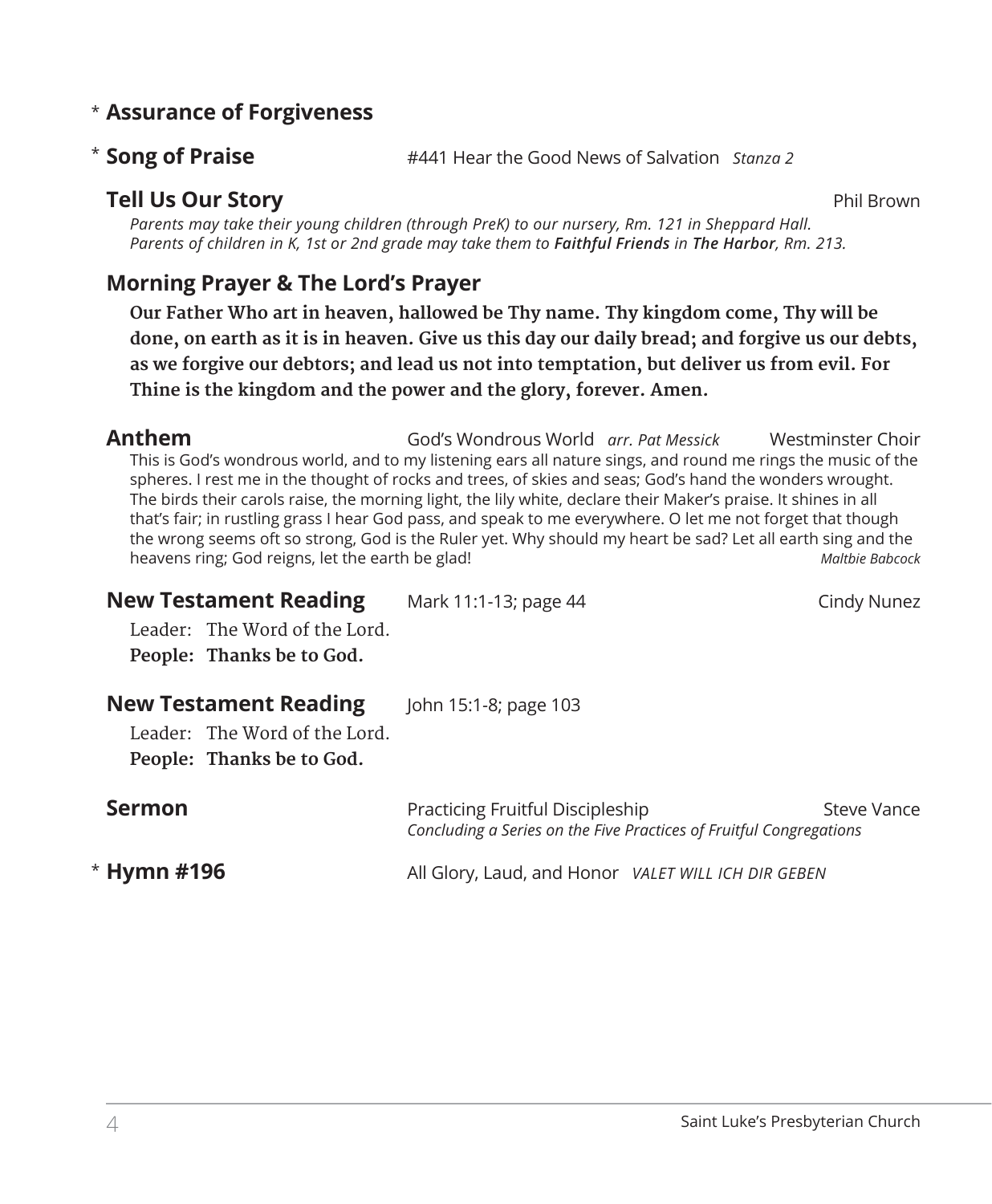\* **Assurance of Forgiveness**

\* **Song of Praise** #441 Hear the Good News of Salvation *Stanza 2*

**Tell Us Our Story** Phil Brown

*Parents may take their young children (through PreK) to our nursery, Rm. 121 in Sheppard Hall. Parents of children in K, 1st or 2nd grade may take them to **Faithful Friends** in **The Harbor**, Rm. 213.*

**Morning Prayer & The Lord's Prayer**

**Our Father Who art in heaven, hallowed be Thy name. Thy kingdom come, Thy will be done, on earth as it is in heaven. Give us this day our daily bread; and forgive us our debts, as we forgive our debtors; and lead us not into temptation, but deliver us from evil. For Thine is the kingdom and the power and the glory, forever. Amen.**

**Anthem** God's Wondrous World *arr. Pat Messick* Westminster Choir

This is God's wondrous world, and to my listening ears all nature sings, and round me rings the music of the spheres. I rest me in the thought of rocks and trees, of skies and seas; God's hand the wonders wrought. The birds their carols raise, the morning light, the lily white, declare their Maker's praise. It shines in all that's fair; in rustling grass I hear God pass, and speak to me everywhere. O let me not forget that though the wrong seems oft so strong, God is the Ruler yet. Why should my heart be sad? Let all earth sing and the heavens ring; God reigns, let the earth be glad! *Maltbie Babcock*

**New Testament Reading** Mark 11:1-13; page 44 Cindy Nunez

Leader: The Word of the Lord.
**People: Thanks be to God.**

**New Testament Reading** John 15:1-8; page 103

Leader: The Word of the Lord.
**People: Thanks be to God.**

**Sermon** Practicing Fruitful Discipleship Steve Vance
*Concluding a Series on the Five Practices of Fruitful Congregations*

\* **Hymn #196** All Glory, Laud, and Honor *VALET WILL ICH DIR GEBEN*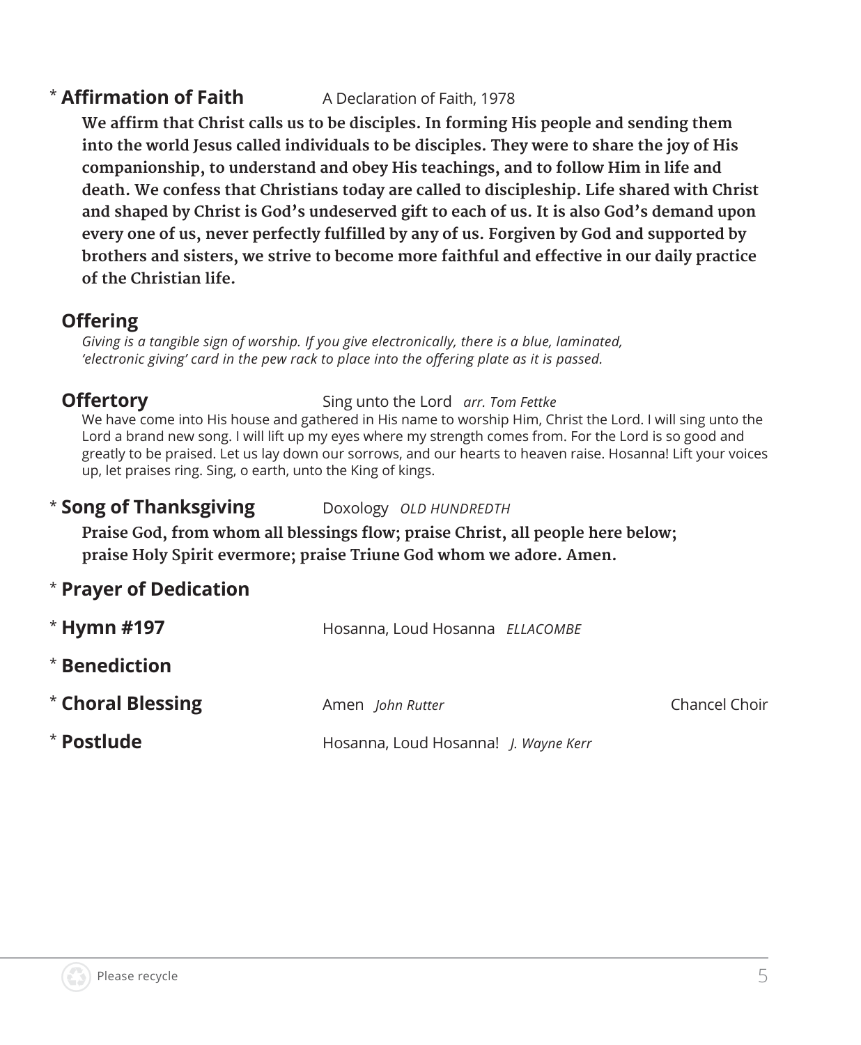\* **Affirmation of Faith** A Declaration of Faith, 1978

**We affirm that Christ calls us to be disciples. In forming His people and sending them into the world Jesus called individuals to be disciples. They were to share the joy of His companionship, to understand and obey His teachings, and to follow Him in life and death. We confess that Christians today are called to discipleship. Life shared with Christ and shaped by Christ is God's undeserved gift to each of us. It is also God's demand upon every one of us, never perfectly fulfilled by any of us. Forgiven by God and supported by brothers and sisters, we strive to become more faithful and effective in our daily practice of the Christian life.**

**Offering**

*Giving is a tangible sign of worship. If you give electronically, there is a blue, laminated, 'electronic giving' card in the pew rack to place into the offering plate as it is passed.*

**Offertory** Sing unto the Lord *arr. Tom Fettke*

We have come into His house and gathered in His name to worship Him, Christ the Lord. I will sing unto the Lord a brand new song. I will lift up my eyes where my strength comes from. For the Lord is so good and greatly to be praised. Let us lay down our sorrows, and our hearts to heaven raise. Hosanna! Lift your voices up, let praises ring. Sing, o earth, unto the King of kings.

\* **Song of Thanksgiving** Doxology *OLD HUNDREDTH*

**Praise God, from whom all blessings flow; praise Christ, all people here below; praise Holy Spirit evermore; praise Triune God whom we adore. Amen.**

\* **Prayer of Dedication**

\* **Hymn #197** Hosanna, Loud Hosanna *ELLACOMBE*

\* **Benediction**

\* **Choral Blessing** Amen *John Rutter* Chancel Choir

\* **Postlude** Hosanna, Loud Hosanna! *J. Wayne Kerr*

Please recycle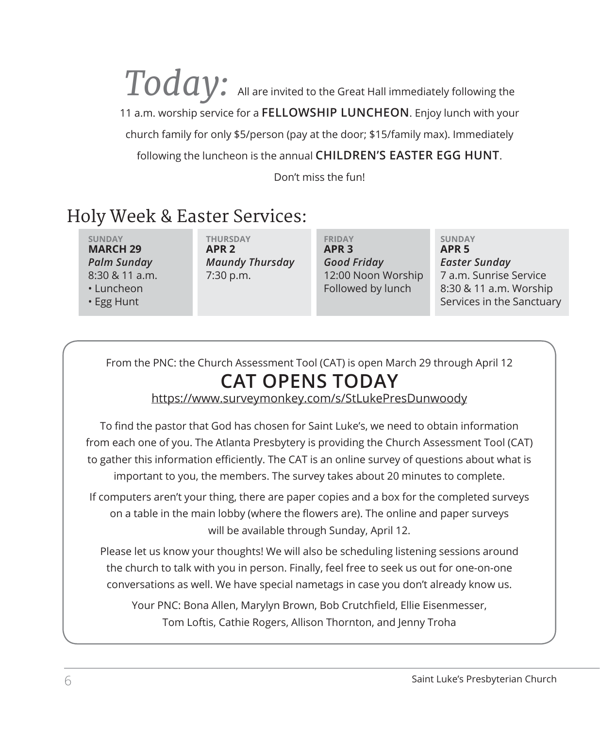*Today:* All are invited to the Great Hall immediately following the 11 a.m. worship service for a **FELLOWSHIP LUNCHEON**. Enjoy lunch with your church family for only $5/person (pay at the door; $15/family max). Immediately following the luncheon is the annual **CHILDREN'S EASTER EGG HUNT**.

Don't miss the fun!

## Holy Week & Easter Services:

| SUNDAY **MARCH 29** | THURSDAY **APR 2** | FRIDAY **APR 3** | SUNDAY **APR 5** |
|---|---|---|---|
| ***Palm Sunday*** 8:30 & 11 a.m. • Luncheon • Egg Hunt | ***Maundy Thursday*** 7:30 p.m. | ***Good Friday*** 12:00 Noon Worship Followed by lunch | ***Easter Sunday*** 7 a.m. Sunrise Service 8:30 & 11 a.m. Worship Services in the Sanctuary |

From the PNC: the Church Assessment Tool (CAT) is open March 29 through April 12

## CAT OPENS TODAY

https://www.surveymonkey.com/s/StLukePresDunwoody

To find the pastor that God has chosen for Saint Luke's, we need to obtain information from each one of you. The Atlanta Presbytery is providing the Church Assessment Tool (CAT) to gather this information efficiently. The CAT is an online survey of questions about what is important to you, the members. The survey takes about 20 minutes to complete.

If computers aren't your thing, there are paper copies and a box for the completed surveys on a table in the main lobby (where the flowers are). The online and paper surveys will be available through Sunday, April 12.

Please let us know your thoughts! We will also be scheduling listening sessions around the church to talk with you in person. Finally, feel free to seek us out for one-on-one conversations as well. We have special nametags in case you don't already know us.

Your PNC: Bona Allen, Marylyn Brown, Bob Crutchfield, Ellie Eisenmesser, Tom Loftis, Cathie Rogers, Allison Thornton, and Jenny Troha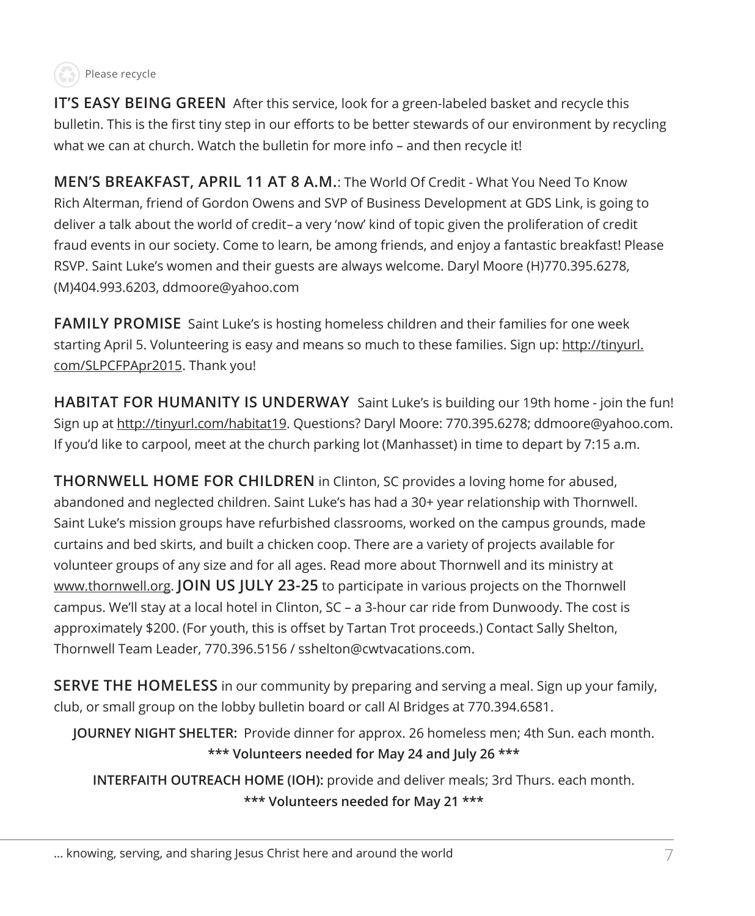Please recycle

**IT'S EASY BEING GREEN** After this service, look for a green-labeled basket and recycle this bulletin. This is the first tiny step in our efforts to be better stewards of our environment by recycling what we can at church. Watch the bulletin for more info – and then recycle it!

**MEN'S BREAKFAST, APRIL 11 AT 8 A.M.**: The World Of Credit - What You Need To Know Rich Alterman, friend of Gordon Owens and SVP of Business Development at GDS Link, is going to deliver a talk about the world of credit– a very 'now' kind of topic given the proliferation of credit fraud events in our society. Come to learn, be among friends, and enjoy a fantastic breakfast! Please RSVP. Saint Luke's women and their guests are always welcome. Daryl Moore (H)770.395.6278, (M)404.993.6203, ddmoore@yahoo.com

**FAMILY PROMISE** Saint Luke's is hosting homeless children and their families for one week starting April 5. Volunteering is easy and means so much to these families. Sign up: http://tinyurl.com/SLPCFPApr2015. Thank you!

**HABITAT FOR HUMANITY IS UNDERWAY** Saint Luke's is building our 19th home - join the fun! Sign up at http://tinyurl.com/habitat19. Questions? Daryl Moore: 770.395.6278; ddmoore@yahoo.com. If you'd like to carpool, meet at the church parking lot (Manhasset) in time to depart by 7:15 a.m.

**THORNWELL HOME FOR CHILDREN** in Clinton, SC provides a loving home for abused, abandoned and neglected children. Saint Luke's has had a 30+ year relationship with Thornwell. Saint Luke's mission groups have refurbished classrooms, worked on the campus grounds, made curtains and bed skirts, and built a chicken coop. There are a variety of projects available for volunteer groups of any size and for all ages. Read more about Thornwell and its ministry at www.thornwell.org. **JOIN US JULY 23-25** to participate in various projects on the Thornwell campus. We'll stay at a local hotel in Clinton, SC – a 3-hour car ride from Dunwoody. The cost is approximately $200. (For youth, this is offset by Tartan Trot proceeds.) Contact Sally Shelton, Thornwell Team Leader, 770.396.5156 / sshelton@cwtvacations.com.

**SERVE THE HOMELESS** in our community by preparing and serving a meal. Sign up your family, club, or small group on the lobby bulletin board or call Al Bridges at 770.394.6581.

**JOURNEY NIGHT SHELTER:** Provide dinner for approx. 26 homeless men; 4th Sun. each month.
**\*\*\* Volunteers needed for May 24 and July 26 \*\*\***

**INTERFAITH OUTREACH HOME (IOH):** provide and deliver meals; 3rd Thurs. each month.
**\*\*\* Volunteers needed for May 21 \*\*\***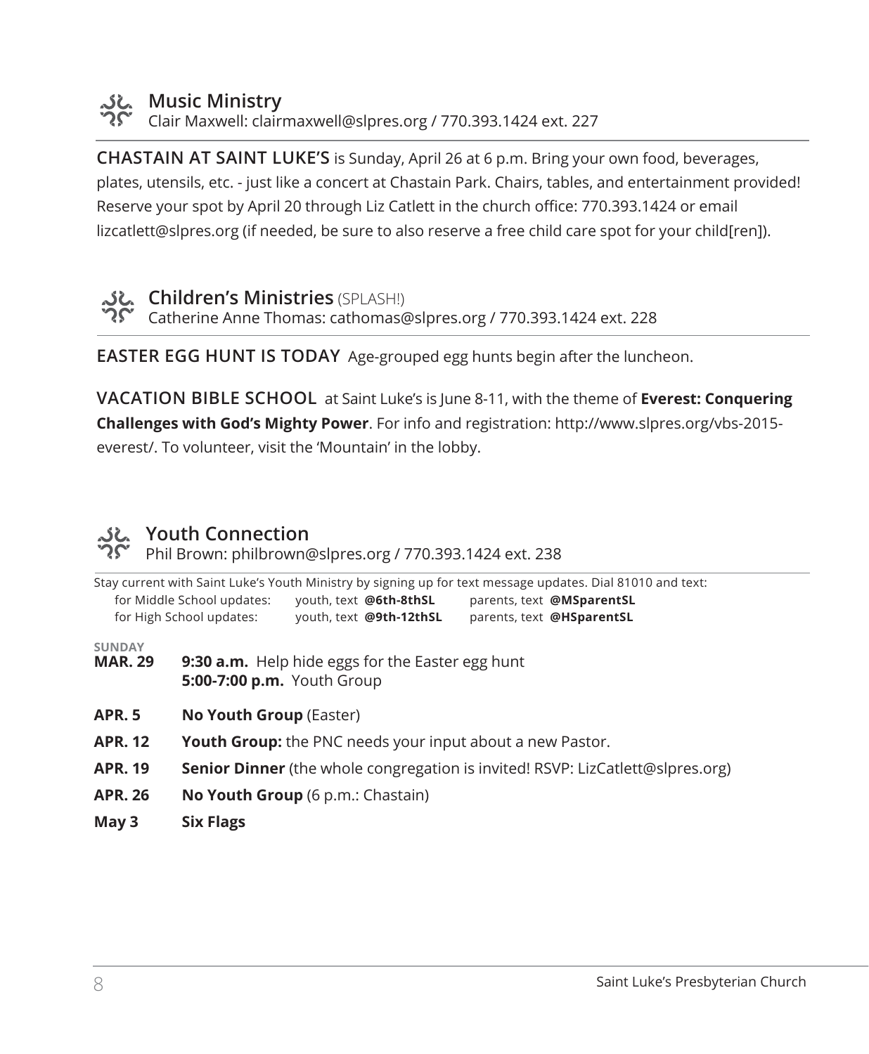## Music Ministry

Clair Maxwell: clairmaxwell@slpres.org / 770.393.1424 ext. 227

**CHASTAIN AT SAINT LUKE'S** is Sunday, April 26 at 6 p.m. Bring your own food, beverages, plates, utensils, etc. - just like a concert at Chastain Park. Chairs, tables, and entertainment provided! Reserve your spot by April 20 through Liz Catlett in the church office: 770.393.1424 or email lizcatlett@slpres.org (if needed, be sure to also reserve a free child care spot for your child[ren]).

## Children's Ministries (SPLASH!)

Catherine Anne Thomas: cathomas@slpres.org / 770.393.1424 ext. 228

**EASTER EGG HUNT IS TODAY** Age-grouped egg hunts begin after the luncheon.

**VACATION BIBLE SCHOOL** at Saint Luke's is June 8-11, with the theme of **Everest: Conquering Challenges with God's Mighty Power**. For info and registration: http://www.slpres.org/vbs-2015-everest/. To volunteer, visit the 'Mountain' in the lobby.

## Youth Connection

Phil Brown: philbrown@slpres.org / 770.393.1424 ext. 238

Stay current with Saint Luke's Youth Ministry by signing up for text message updates. Dial 81010 and text:

| | | |
|---|---|---|
| for Middle School updates: | youth, text **@6th-8thSL** | parents, text **@MSparentSL** |
| for High School updates: | youth, text **@9th-12thSL** | parents, text **@HSparentSL** |

| SUNDAY | |
|---|---|
| **MAR. 29** | **9:30 a.m.** Help hide eggs for the Easter egg hunt<br>**5:00-7:00 p.m.** Youth Group |
| **APR. 5** | **No Youth Group** (Easter) |
| **APR. 12** | **Youth Group:** the PNC needs your input about a new Pastor. |
| **APR. 19** | **Senior Dinner** (the whole congregation is invited! RSVP: LizCatlett@slpres.org) |
| **APR. 26** | **No Youth Group** (6 p.m.: Chastain) |
| **May 3** | **Six Flags** |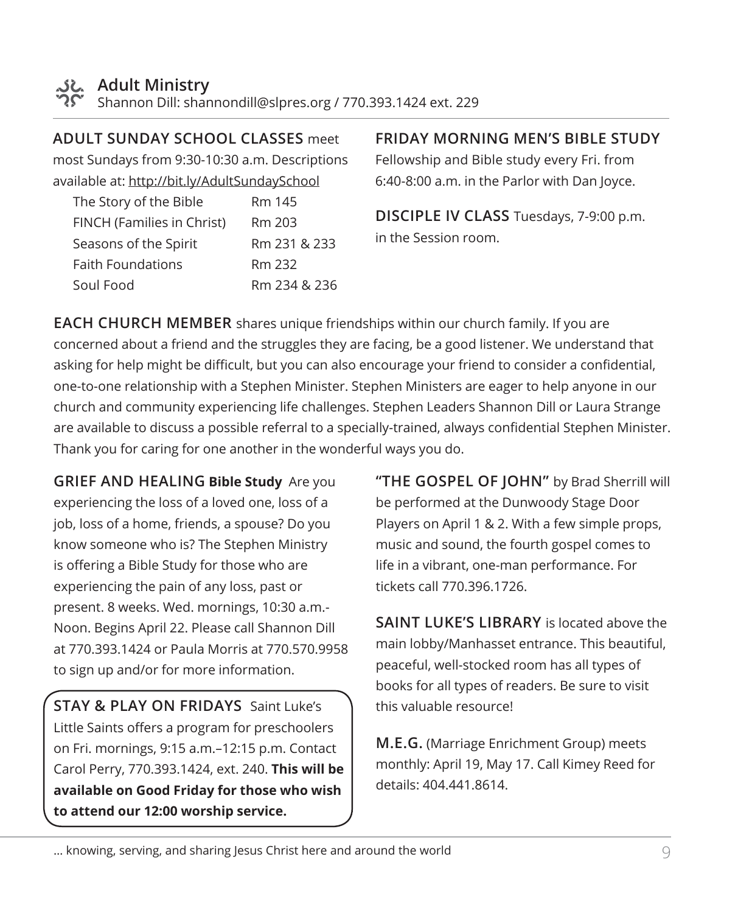## Adult Ministry

Shannon Dill: shannondill@slpres.org / 770.393.1424 ext. 229

**ADULT SUNDAY SCHOOL CLASSES** meet most Sundays from 9:30-10:30 a.m. Descriptions available at: http://bit.ly/AdultSundaySchool

| | |
|---|---|
| The Story of the Bible | Rm 145 |
| FINCH (Families in Christ) | Rm 203 |
| Seasons of the Spirit | Rm 231 & 233 |
| Faith Foundations | Rm 232 |
| Soul Food | Rm 234 & 236 |

**FRIDAY MORNING MEN'S BIBLE STUDY** Fellowship and Bible study every Fri. from 6:40-8:00 a.m. in the Parlor with Dan Joyce.

**DISCIPLE IV CLASS** Tuesdays, 7-9:00 p.m. in the Session room.

**EACH CHURCH MEMBER** shares unique friendships within our church family. If you are concerned about a friend and the struggles they are facing, be a good listener. We understand that asking for help might be difficult, but you can also encourage your friend to consider a confidential, one-to-one relationship with a Stephen Minister. Stephen Ministers are eager to help anyone in our church and community experiencing life challenges. Stephen Leaders Shannon Dill or Laura Strange are available to discuss a possible referral to a specially-trained, always confidential Stephen Minister. Thank you for caring for one another in the wonderful ways you do.

**GRIEF AND HEALING Bible Study** Are you experiencing the loss of a loved one, loss of a job, loss of a home, friends, a spouse? Do you know someone who is? The Stephen Ministry is offering a Bible Study for those who are experiencing the pain of any loss, past or present. 8 weeks. Wed. mornings, 10:30 a.m.-Noon. Begins April 22. Please call Shannon Dill at 770.393.1424 or Paula Morris at 770.570.9958 to sign up and/or for more information.

**STAY & PLAY ON FRIDAYS** Saint Luke's Little Saints offers a program for preschoolers on Fri. mornings, 9:15 a.m.–12:15 p.m. Contact Carol Perry, 770.393.1424, ext. 240. **This will be available on Good Friday for those who wish to attend our 12:00 worship service.**

**"THE GOSPEL OF JOHN"** by Brad Sherrill will be performed at the Dunwoody Stage Door Players on April 1 & 2. With a few simple props, music and sound, the fourth gospel comes to life in a vibrant, one-man performance. For tickets call 770.396.1726.

**SAINT LUKE'S LIBRARY** is located above the main lobby/Manhasset entrance. This beautiful, peaceful, well-stocked room has all types of books for all types of readers. Be sure to visit this valuable resource!

**M.E.G.** (Marriage Enrichment Group) meets monthly: April 19, May 17. Call Kimey Reed for details: 404.441.8614.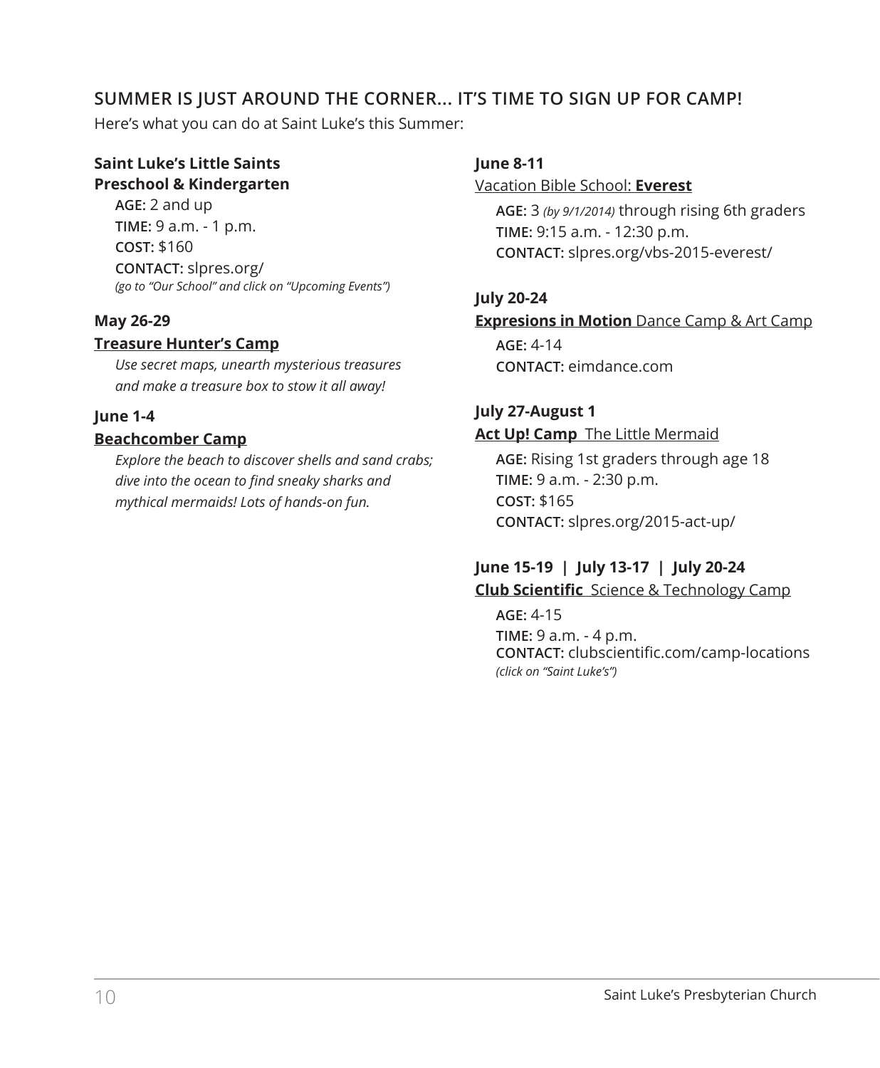## SUMMER IS JUST AROUND THE CORNER... IT'S TIME TO SIGN UP FOR CAMP!

Here's what you can do at Saint Luke's this Summer:

**Saint Luke's Little Saints**
**Preschool & Kindergarten**

**AGE:** 2 and up
**TIME:** 9 a.m. - 1 p.m.
**COST:** $160
**CONTACT:** slpres.org/
*(go to "Our School" and click on "Upcoming Events")*

**May 26-29**
**Treasure Hunter's Camp**

*Use secret maps, unearth mysterious treasures and make a treasure box to stow it all away!*

**June 1-4**
**Beachcomber Camp**

*Explore the beach to discover shells and sand crabs; dive into the ocean to find sneaky sharks and mythical mermaids! Lots of hands-on fun.*

**June 8-11**
Vacation Bible School: **Everest**

**AGE:** 3 *(by 9/1/2014)* through rising 6th graders
**TIME:** 9:15 a.m. - 12:30 p.m.
**CONTACT:** slpres.org/vbs-2015-everest/

**July 20-24**
**Expresions in Motion** Dance Camp & Art Camp

**AGE:** 4-14
**CONTACT:** eimdance.com

**July 27-August 1**
**Act Up! Camp** The Little Mermaid

**AGE:** Rising 1st graders through age 18
**TIME:** 9 a.m. - 2:30 p.m.
**COST:** $165
**CONTACT:** slpres.org/2015-act-up/

**June 15-19 | July 13-17 | July 20-24**
**Club Scientific** Science & Technology Camp

**AGE:** 4-15
**TIME:** 9 a.m. - 4 p.m.
**CONTACT:** clubscientific.com/camp-locations
*(click on "Saint Luke's")*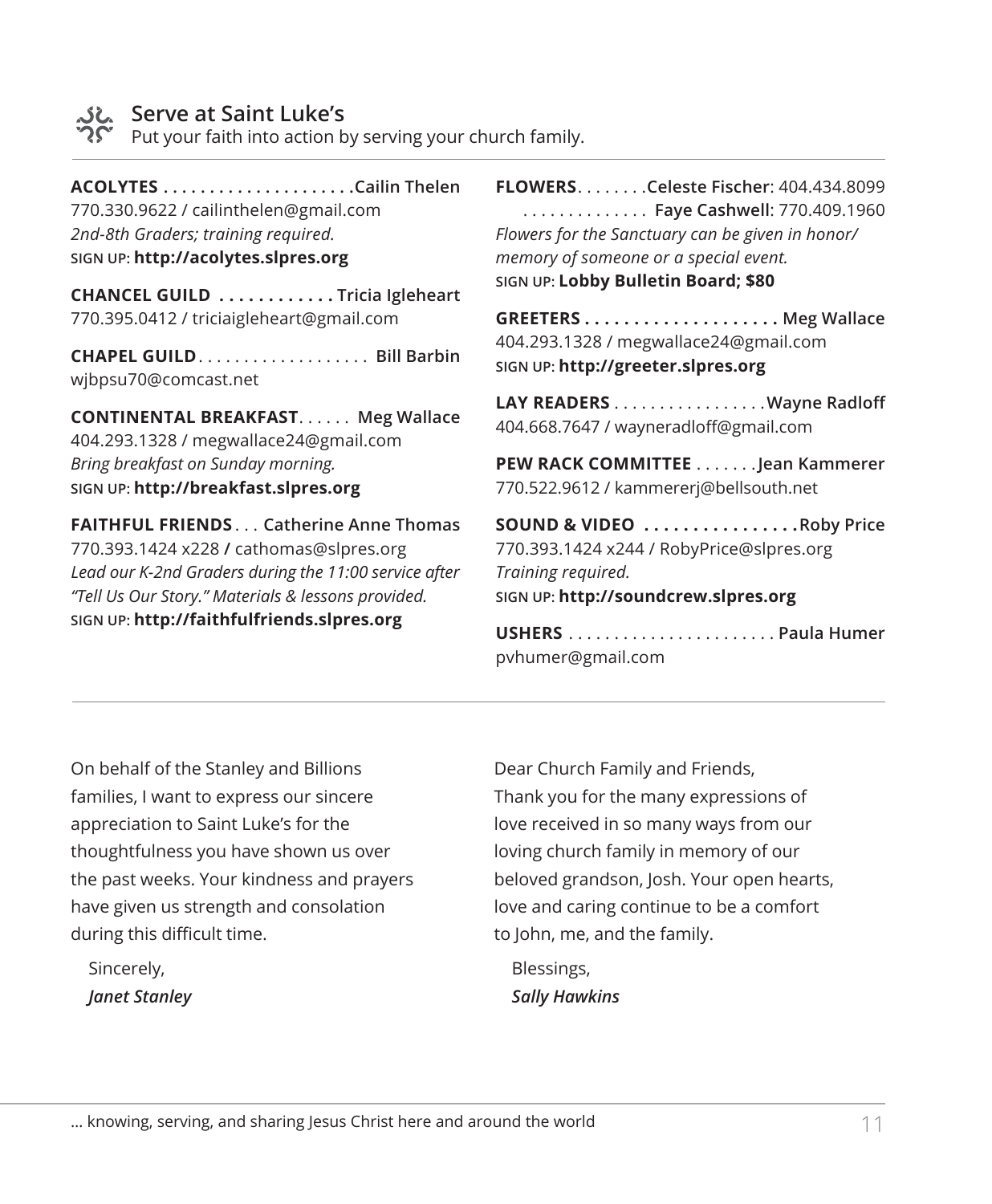## Serve at Saint Luke's

Put your faith into action by serving your church family.

**ACOLYTES** . . . . . . . . . . . . . . . . . . . . .**Cailin Thelen**
770.330.9622 / cailinthelen@gmail.com
*2nd-8th Graders; training required.*
SIGN UP: **http://acolytes.slpres.org**

**CHANCEL GUILD** . . . . . . . . . . . . **Tricia Igleheart**
770.395.0412 / triciaigleheart@gmail.com

**CHAPEL GUILD**. . . . . . . . . . . . . . . . . . . **Bill Barbin**
wjbpsu70@comcast.net

**CONTINENTAL BREAKFAST**. . . . . . **Meg Wallace**
404.293.1328 / megwallace24@gmail.com
*Bring breakfast on Sunday morning.*
SIGN UP: **http://breakfast.slpres.org**

**FAITHFUL FRIENDS** . . . **Catherine Anne Thomas**
770.393.1424 x228 / cathomas@slpres.org
*Lead our K-2nd Graders during the 11:00 service after "Tell Us Our Story." Materials & lessons provided.*
SIGN UP: **http://faithfulfriends.slpres.org**

**FLOWERS**. . . . . . . .**Celeste Fischer**: 404.434.8099
. . . . . . . . . . . . . . **Faye Cashwell**: 770.409.1960
*Flowers for the Sanctuary can be given in honor/memory of someone or a special event.*
SIGN UP: **Lobby Bulletin Board; $80**

**GREETERS** . . . . . . . . . . . . . . . . . . . . . **Meg Wallace**
404.293.1328 / megwallace24@gmail.com
SIGN UP: **http://greeter.slpres.org**

**LAY READERS** . . . . . . . . . . . . . . . . .**Wayne Radloff**
404.668.7647 / wayneradloff@gmail.com

**PEW RACK COMMITTEE** . . . . . . .**Jean Kammerer**
770.522.9612 / kammererj@bellsouth.net

**SOUND & VIDEO** . . . . . . . . . . . . . . . . **Roby Price**
770.393.1424 x244 / RobyPrice@slpres.org
*Training required.*
SIGN UP: **http://soundcrew.slpres.org**

**USHERS** . . . . . . . . . . . . . . . . . . . . . . . **Paula Humer**
pvhumer@gmail.com

---

On behalf of the Stanley and Billions families, I want to express our sincere appreciation to Saint Luke's for the thoughtfulness you have shown us over the past weeks. Your kindness and prayers have given us strength and consolation during this difficult time.

Sincerely,
***Janet Stanley***

Dear Church Family and Friends,
Thank you for the many expressions of love received in so many ways from our loving church family in memory of our beloved grandson, Josh. Your open hearts, love and caring continue to be a comfort to John, me, and the family.

Blessings,
***Sally Hawkins***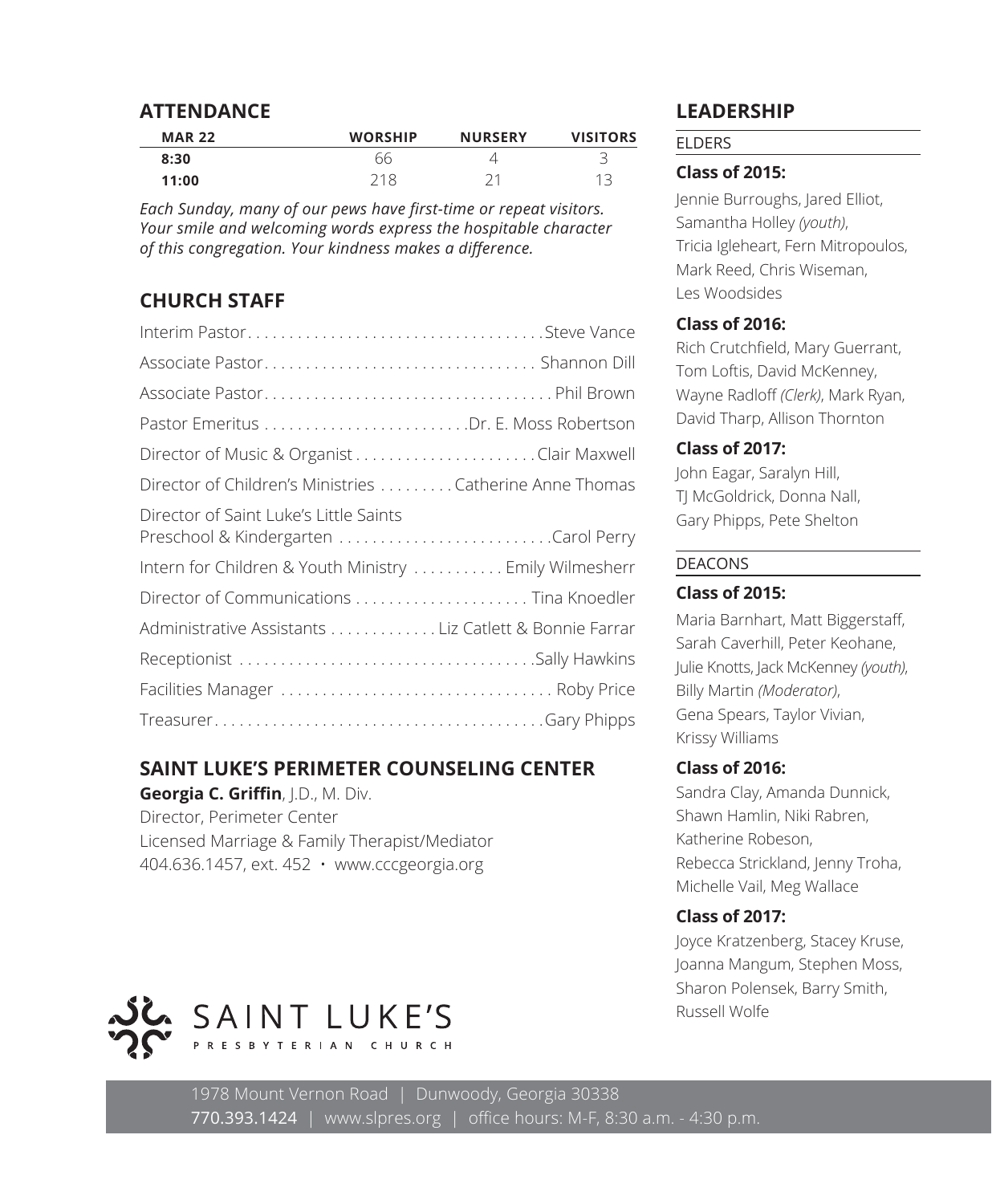## ATTENDANCE

| MAR 22 | WORSHIP | NURSERY | VISITORS |
|---|---|---|---|
| 8:30 | 66 | 4 | 3 |
| 11:00 | 218 | 21 | 13 |

*Each Sunday, many of our pews have first-time or repeat visitors. Your smile and welcoming words express the hospitable character of this congregation. Your kindness makes a difference.*

## CHURCH STAFF

| | |
|---|---|
| Interim Pastor | Steve Vance |
| Associate Pastor | Shannon Dill |
| Associate Pastor | Phil Brown |
| Pastor Emeritus | Dr. E. Moss Robertson |
| Director of Music & Organist | Clair Maxwell |
| Director of Children's Ministries | Catherine Anne Thomas |
| Director of Saint Luke's Little Saints Preschool & Kindergarten | Carol Perry |
| Intern for Children & Youth Ministry | Emily Wilmesherr |
| Director of Communications | Tina Knoedler |
| Administrative Assistants | Liz Catlett & Bonnie Farrar |
| Receptionist | Sally Hawkins |
| Facilities Manager | Roby Price |
| Treasurer | Gary Phipps |

## SAINT LUKE'S PERIMETER COUNSELING CENTER

**Georgia C. Griffin**, J.D., M. Div.
Director, Perimeter Center
Licensed Marriage & Family Therapist/Mediator
404.636.1457, ext. 452 • www.cccgeorgia.org

## LEADERSHIP

### ELDERS

**Class of 2015:**

Jennie Burroughs, Jared Elliot, Samantha Holley *(youth)*, Tricia Igleheart, Fern Mitropoulos, Mark Reed, Chris Wiseman, Les Woodsides

**Class of 2016:**

Rich Crutchfield, Mary Guerrant, Tom Loftis, David McKenney, Wayne Radloff *(Clerk)*, Mark Ryan, David Tharp, Allison Thornton

**Class of 2017:**

John Eagar, Saralyn Hill, TJ McGoldrick, Donna Nall, Gary Phipps, Pete Shelton

### DEACONS

**Class of 2015:**

Maria Barnhart, Matt Biggerstaff, Sarah Caverhill, Peter Keohane, Julie Knotts, Jack McKenney *(youth)*, Billy Martin *(Moderator)*, Gena Spears, Taylor Vivian, Krissy Williams

**Class of 2016:**

Sandra Clay, Amanda Dunnick, Shawn Hamlin, Niki Rabren, Katherine Robeson, Rebecca Strickland, Jenny Troha, Michelle Vail, Meg Wallace

**Class of 2017:**

Joyce Kratzenberg, Stacey Kruse, Joanna Mangum, Stephen Moss, Sharon Polensek, Barry Smith, Russell Wolfe

SAINT LUKE'S
PRESBYTERIAN CHURCH

1978 Mount Vernon Road | Dunwoody, Georgia 30338
770.393.1424 | www.slpres.org | office hours: M-F, 8:30 a.m. - 4:30 p.m.